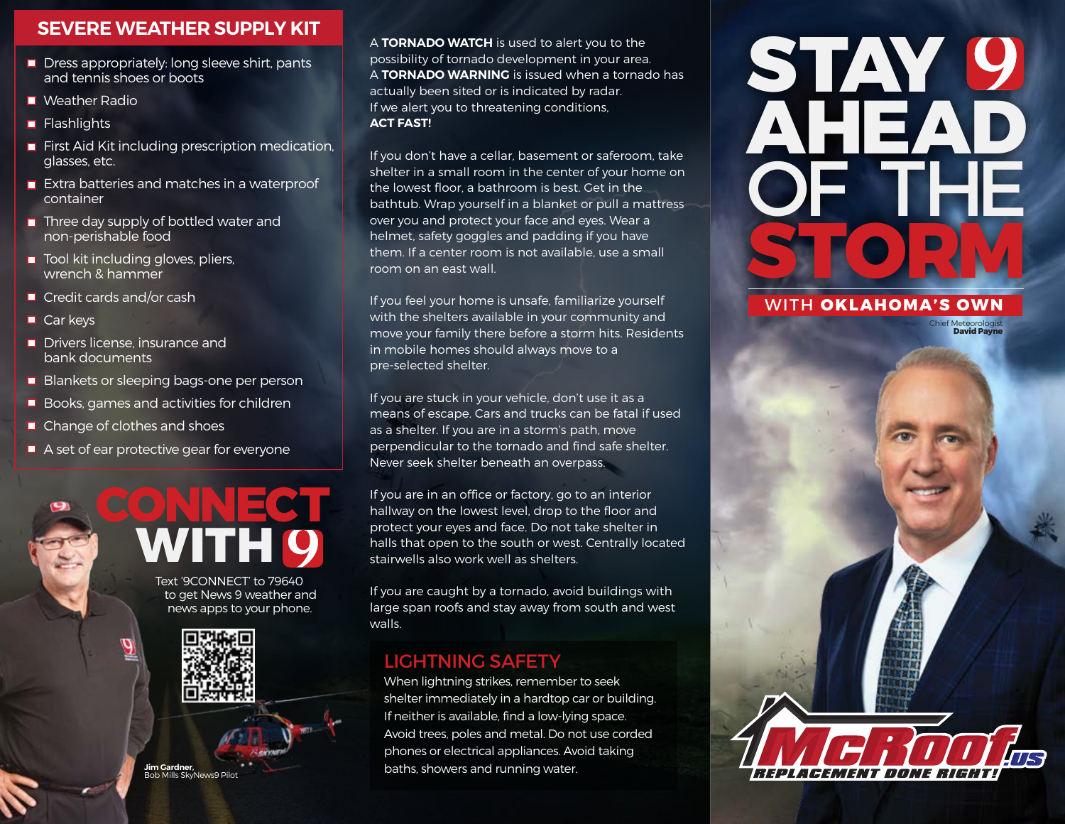## SEVERE WEATHER SUPPLY KIT

- Dress appropriately: long sleeve shirt, pants and tennis shoes or boots
- Weather Radio
- Flashlights
- First Aid Kit including prescription medication, glasses, etc.
- Extra batteries and matches in a waterproof container
- Three day supply of bottled water and non-perishable food
- Tool kit including gloves, pliers, wrench & hammer
- Credit cards and/or cash
- Car keys
- Drivers license, insurance and bank documents
- Blankets or sleeping bags-one per person
- Books, games and activities for children
- Change of clothes and shoes
- A set of ear protective gear for everyone

## CONNECT WITH 9

Text '9CONNECT' to 79640 to get News 9 weather and news apps to your phone.

**Jim Gardner,**
Bob Mills SkyNews9 Pilot

A **TORNADO WATCH** is used to alert you to the possibility of tornado development in your area.
A **TORNADO WARNING** is issued when a tornado has actually been sited or is indicated by radar.
If we alert you to threatening conditions,
**ACT FAST!**

If you don't have a cellar, basement or saferoom, take shelter in a small room in the center of your home on the lowest floor, a bathroom is best. Get in the bathtub. Wrap yourself in a blanket or pull a mattress over you and protect your face and eyes. Wear a helmet, safety goggles and padding if you have them. If a center room is not available, use a small room on an east wall.

If you feel your home is unsafe, familiarize yourself with the shelters available in your community and move your family there before a storm hits. Residents in mobile homes should always move to a pre-selected shelter.

If you are stuck in your vehicle, don't use it as a means of escape. Cars and trucks can be fatal if used as a shelter. If you are in a storm's path, move perpendicular to the tornado and find safe shelter. Never seek shelter beneath an overpass.

If you are in an office or factory, go to an interior hallway on the lowest level, drop to the floor and protect your eyes and face. Do not take shelter in halls that open to the south or west. Centrally located stairwells also work well as shelters.

If you are caught by a tornado, avoid buildings with large span roofs and stay away from south and west walls.

### LIGHTNING SAFETY

When lightning strikes, remember to seek shelter immediately in a hardtop car or building. If neither is available, find a low-lying space. Avoid trees, poles and metal. Do not use corded phones or electrical appliances. Avoid taking baths, showers and running water.

# STAY 9 AHEAD OF THE STORM

WITH **OKLAHOMA'S OWN**

Chief Meteorologist
**David Payne**

McRoof.us
REPLACEMENT DONE RIGHT!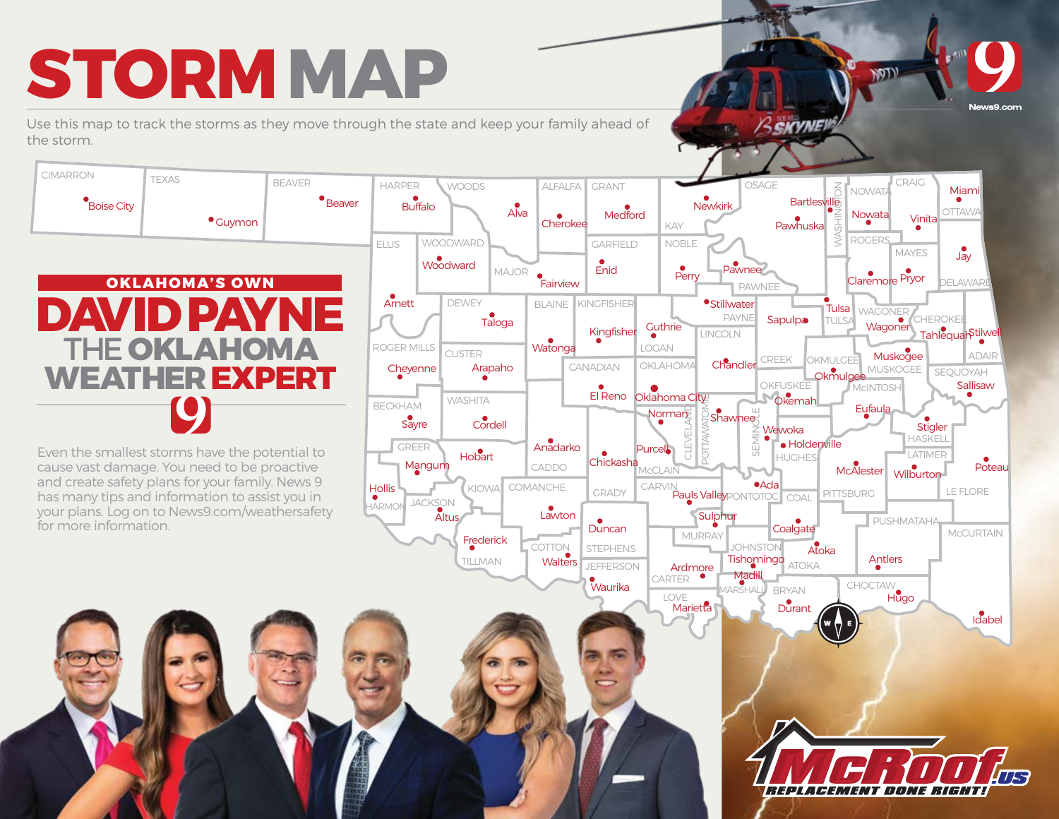# STORM MAP

Use this map to track the storms as they move through the state and keep your family ahead of the storm.

News9.com

## OKLAHOMA'S OWN

## DAVID PAYNE

## THE OKLAHOMA WEATHER EXPERT

Even the smallest storms have the potential to cause vast damage. You need to be proactive and create safety plans for your family. News 9 has many tips and information to assist you in your plans. Log on to News9.com/weathersafety for more information.

CIMARRON
Boise City
TEXAS
Guymon
BEAVER
Beaver
HARPER
Buffalo
WOODS
Alva
ALFALFA
Cherokee
GRANT
Medford
KAY
Newkirk
OSAGE
Pawhuska
WASHINGTON
Bartlesville
NOWATA
Nowata
CRAIG
Vinita
OTTAWA
Miami
ELLIS
Arnett
WOODWARD
Woodward
MAJOR
Fairview
GARFIELD
Enid
NOBLE
Perry
PAWNEE
Pawnee
ROGERS
Claremore
MAYES
Pryor
DELAWARE
Jay
DEWEY
Taloga
BLAINE
Watonga
KINGFISHER
Kingfisher
LOGAN
Guthrie
PAYNE
Stillwater
LINCOLN
Chandler
CREEK
Sapulpa
TULSA
Tulsa
WAGONER
Wagoner
CHEROKEE
Tahlequah
ADAIR
Stilwell
ROGER MILLS
Cheyenne
CUSTER
Arapaho
CANADIAN
El Reno
OKLAHOMA
Oklahoma City
OKMULGEE
Okmulgee
MUSKOGEE
Muskogee
SEQUOYAH
Sallisaw
OKFUSKEE
Okemah
McINTOSH
Eufaula
BECKHAM
Sayre
WASHITA
Cordell
CLEVELAND
Norman
POTTAWATOMIE
Shawnee
SEMINOLE
Wewoka
HUGHES
Holdenville
HASKELL
Stigler
GREER
Mangum
KIOWA
Hobart
CADDO
Anadarko
GRADY
Chickasha
McCLAIN
Purcell
PONTOTOC
Ada
PITTSBURG
McAlester
LATIMER
Wilburton
LE FLORE
Poteau
HARMON
Hollis
JACKSON
Altus
COMANCHE
Lawton
GARVIN
Pauls Valley
MURRAY
Sulphur
COAL
Coalgate
PUSHMATAHA
Antlers
McCURTAIN
Idabel
TILLMAN
Frederick
COTTON
Walters
STEPHENS
Duncan
JEFFERSON
Waurika
CARTER
Ardmore
JOHNSTON
Tishomingo
ATOKA
Atoka
MARSHALL
Madill
LOVE
Marietta
BRYAN
Durant
CHOCTAW
Hugo

McRoof.us
REPLACEMENT DONE RIGHT!